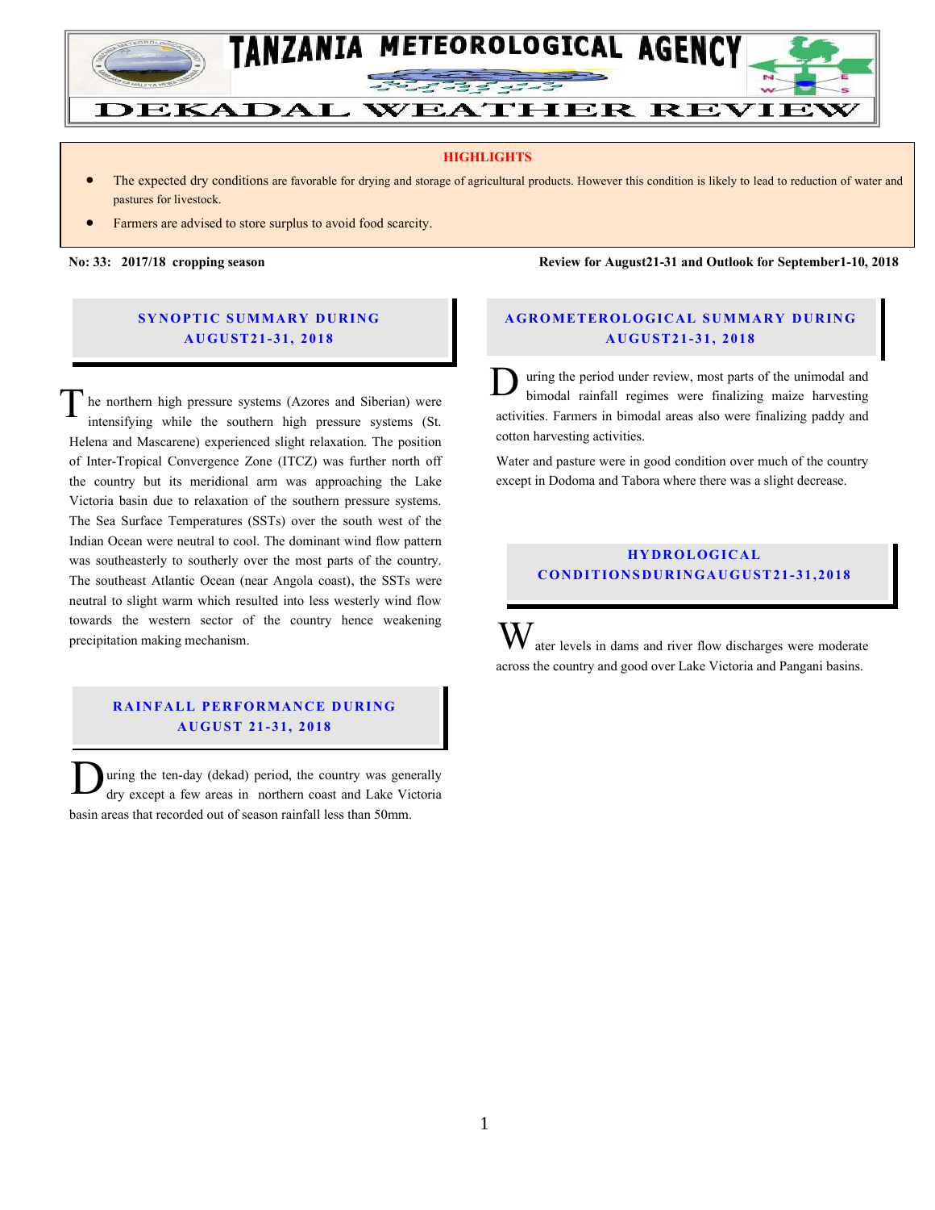# TANZANIA METEOROLOGICAL AGENCY

# DEKADAL WEATHER REVIEW

**HIGHLIGHTS**

- The expected dry conditions are favorable for drying and storage of agricultural products. However this condition is likely to lead to reduction of water and pastures for livestock.
- Farmers are advised to store surplus to avoid food scarcity.

**No: 33: 2017/18 cropping season** **Review for August21-31 and Outlook for September1-10, 2018**

## SYNOPTIC SUMMARY DURING AUGUST21-31, 2018

The northern high pressure systems (Azores and Siberian) were intensifying while the southern high pressure systems (St. Helena and Mascarene) experienced slight relaxation. The position of Inter-Tropical Convergence Zone (ITCZ) was further north off the country but its meridional arm was approaching the Lake Victoria basin due to relaxation of the southern pressure systems. The Sea Surface Temperatures (SSTs) over the south west of the Indian Ocean were neutral to cool. The dominant wind flow pattern was southeasterly to southerly over the most parts of the country. The southeast Atlantic Ocean (near Angola coast), the SSTs were neutral to slight warm which resulted into less westerly wind flow towards the western sector of the country hence weakening precipitation making mechanism.

## RAINFALL PERFORMANCE DURING AUGUST 21-31, 2018

During the ten-day (dekad) period, the country was generally dry except a few areas in northern coast and Lake Victoria basin areas that recorded out of season rainfall less than 50mm.

## AGROMETEROLOGICAL SUMMARY DURING AUGUST21-31, 2018

During the period under review, most parts of the unimodal and bimodal rainfall regimes were finalizing maize harvesting activities. Farmers in bimodal areas also were finalizing paddy and cotton harvesting activities.

Water and pasture were in good condition over much of the country except in Dodoma and Tabora where there was a slight decrease.

## HYDROLOGICAL CONDITIONSDURINGAUGUST21-31,2018

Water levels in dams and river flow discharges were moderate across the country and good over Lake Victoria and Pangani basins.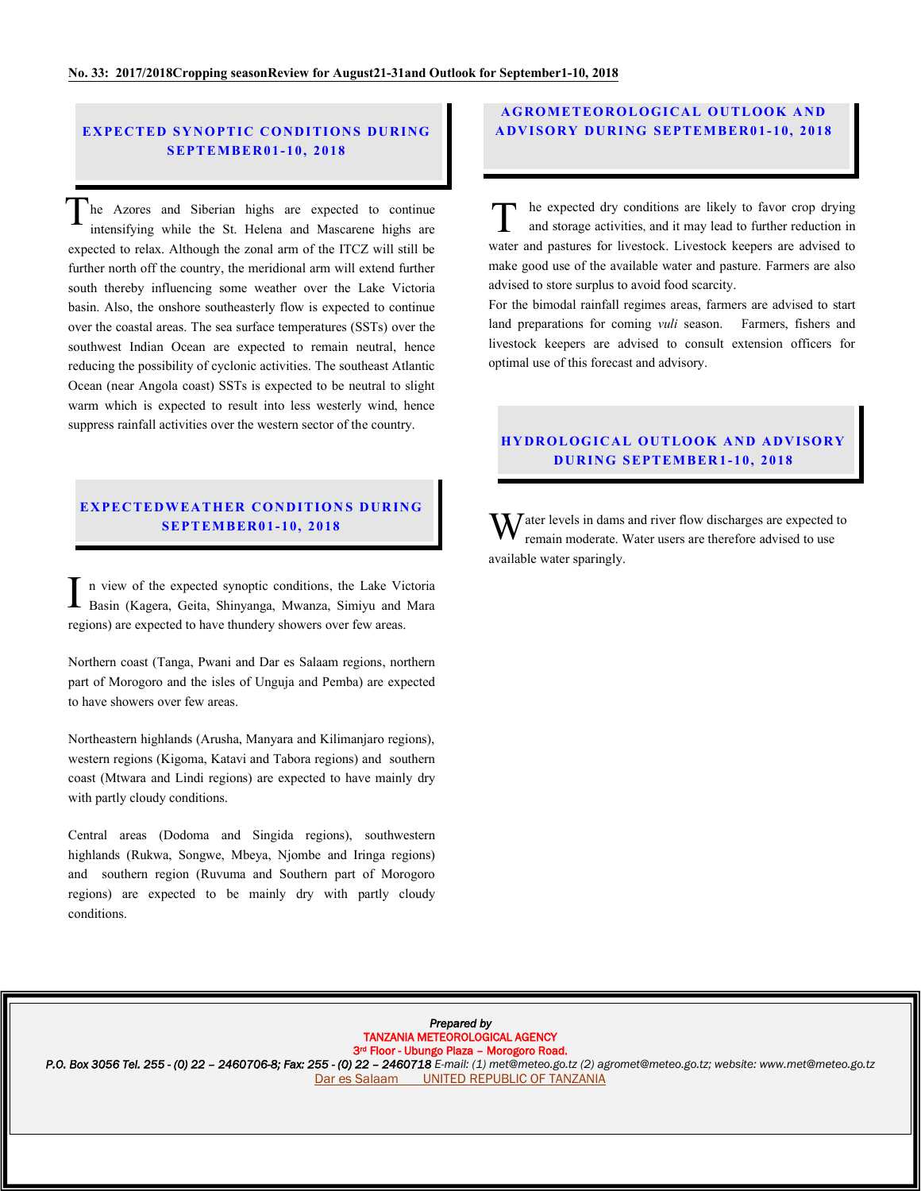No. 33: 2017/2018Cropping seasonReview for August21-31and Outlook for September1-10, 2018

## EXPECTED SYNOPTIC CONDITIONS DURING SEPTEMBER01-10, 2018

The Azores and Siberian highs are expected to continue intensifying while the St. Helena and Mascarene highs are expected to relax. Although the zonal arm of the ITCZ will still be further north off the country, the meridional arm will extend further south thereby influencing some weather over the Lake Victoria basin. Also, the onshore southeasterly flow is expected to continue over the coastal areas. The sea surface temperatures (SSTs) over the southwest Indian Ocean are expected to remain neutral, hence reducing the possibility of cyclonic activities. The southeast Atlantic Ocean (near Angola coast) SSTs is expected to be neutral to slight warm which is expected to result into less westerly wind, hence suppress rainfall activities over the western sector of the country.

## EXPECTEDWEATHER CONDITIONS DURING SEPTEMBER01-10, 2018

In view of the expected synoptic conditions, the Lake Victoria Basin (Kagera, Geita, Shinyanga, Mwanza, Simiyu and Mara regions) are expected to have thundery showers over few areas.

Northern coast (Tanga, Pwani and Dar es Salaam regions, northern part of Morogoro and the isles of Unguja and Pemba) are expected to have showers over few areas.

Northeastern highlands (Arusha, Manyara and Kilimanjaro regions), western regions (Kigoma, Katavi and Tabora regions) and southern coast (Mtwara and Lindi regions) are expected to have mainly dry with partly cloudy conditions.

Central areas (Dodoma and Singida regions), southwestern highlands (Rukwa, Songwe, Mbeya, Njombe and Iringa regions) and southern region (Ruvuma and Southern part of Morogoro regions) are expected to be mainly dry with partly cloudy conditions.

## AGROMETEOROLOGICAL OUTLOOK AND ADVISORY DURING SEPTEMBER01-10, 2018

The expected dry conditions are likely to favor crop drying and storage activities, and it may lead to further reduction in water and pastures for livestock. Livestock keepers are advised to make good use of the available water and pasture. Farmers are also advised to store surplus to avoid food scarcity.

For the bimodal rainfall regimes areas, farmers are advised to start land preparations for coming *vuli* season. Farmers, fishers and livestock keepers are advised to consult extension officers for optimal use of this forecast and advisory.

## HYDROLOGICAL OUTLOOK AND ADVISORY DURING SEPTEMBER1-10, 2018

Water levels in dams and river flow discharges are expected to remain moderate. Water users are therefore advised to use available water sparingly.

*Prepared by*
TANZANIA METEOROLOGICAL AGENCY
3rd Floor - Ubungo Plaza – Morogoro Road.
*P.O. Box 3056 Tel. 255 - (0) 22 – 2460706-8; Fax: 255 - (0) 22 – 2460718 E-mail: (1) met@meteo.go.tz (2) agromet@meteo.go.tz; website: www.met@meteo.go.tz*
Dar es Salaam UNITED REPUBLIC OF TANZANIA